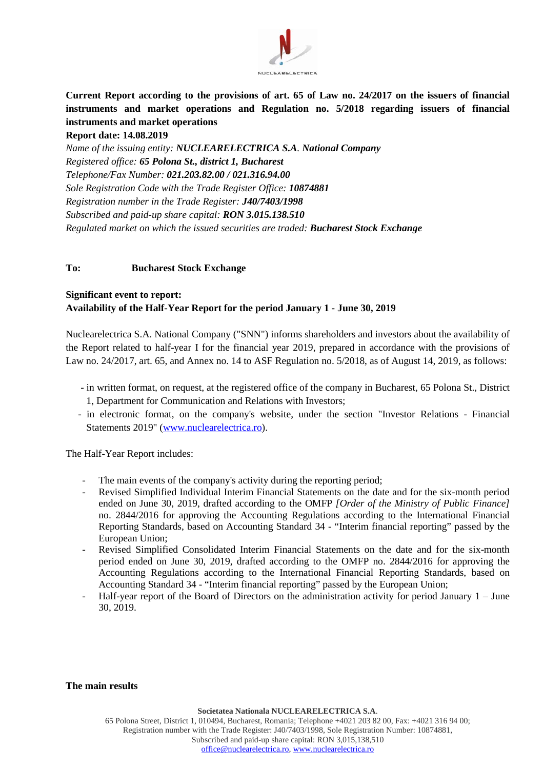**Current Report according to the provisions of art. 65 of Law no. 24/2017 on the issuers of financial instruments and market operations and Regulation no. 5/2018 regarding issuers of financial instruments and market operations**

**Report date: 14.08.2019**

*Name of the issuing entity:* ***NUCLEARELECTRICA S.A. National Company***
*Registered office:* ***65 Polona St., district 1, Bucharest***
*Telephone/Fax Number:* ***021.203.82.00 / 021.316.94.00***
*Sole Registration Code with the Trade Register Office:* ***10874881***
*Registration number in the Trade Register:* ***J40/7403/1998***
*Subscribed and paid-up share capital:* ***RON 3.015.138.510***
*Regulated market on which the issued securities are traded:* ***Bucharest Stock Exchange***

**To: Bucharest Stock Exchange**

**Significant event to report:**
**Availability of the Half-Year Report for the period January 1 - June 30, 2019**

Nuclearelectrica S.A. National Company ("SNN") informs shareholders and investors about the availability of the Report related to half-year I for the financial year 2019, prepared in accordance with the provisions of Law no. 24/2017, art. 65, and Annex no. 14 to ASF Regulation no. 5/2018, as of August 14, 2019, as follows:

- in written format, on request, at the registered office of the company in Bucharest, 65 Polona St., District 1, Department for Communication and Relations with Investors;
- in electronic format, on the company's website, under the section "Investor Relations - Financial Statements 2019" (www.nuclearelectrica.ro).

The Half-Year Report includes:

- The main events of the company's activity during the reporting period;
- Revised Simplified Individual Interim Financial Statements on the date and for the six-month period ended on June 30, 2019, drafted according to the OMFP *[Order of the Ministry of Public Finance]* no. 2844/2016 for approving the Accounting Regulations according to the International Financial Reporting Standards, based on Accounting Standard 34 - "Interim financial reporting" passed by the European Union;
- Revised Simplified Consolidated Interim Financial Statements on the date and for the six-month period ended on June 30, 2019, drafted according to the OMFP no. 2844/2016 for approving the Accounting Regulations according to the International Financial Reporting Standards, based on Accounting Standard 34 - "Interim financial reporting" passed by the European Union;
- Half-year report of the Board of Directors on the administration activity for period January 1 – June 30, 2019.

**The main results**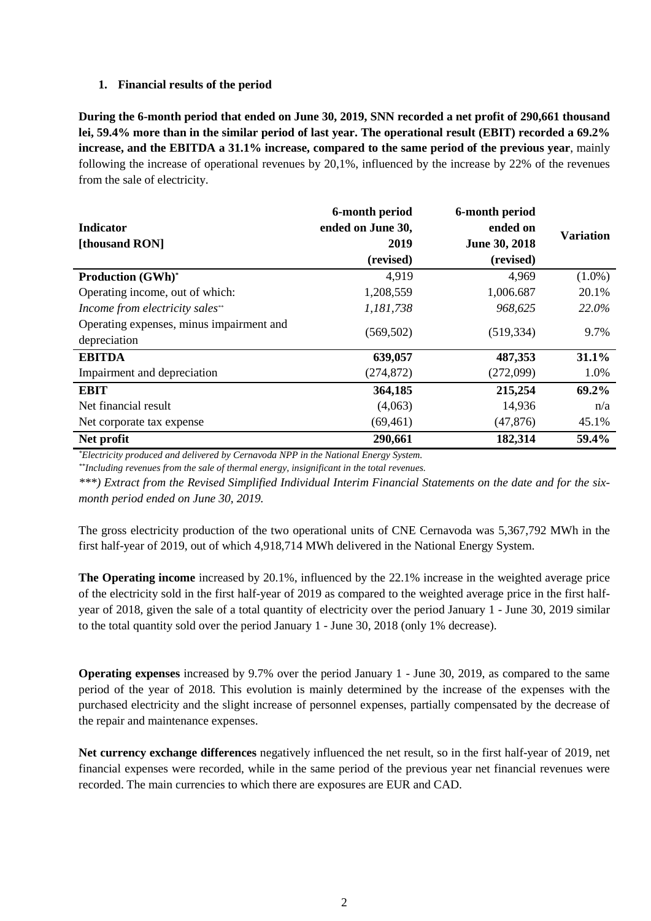## 1. Financial results of the period

**During the 6-month period that ended on June 30, 2019, SNN recorded a net profit of 290,661 thousand lei, 59.4% more than in the similar period of last year. The operational result (EBIT) recorded a 69.2% increase, and the EBITDA a 31.1% increase, compared to the same period of the previous year**, mainly following the increase of operational revenues by 20,1%, influenced by the increase by 22% of the revenues from the sale of electricity.

| Indicator [thousand RON] | 6-month period ended on June 30, 2019 (revised) | 6-month period ended on June 30, 2018 (revised) | Variation |
|---|---|---|---|
| **Production (GWh)*** | 4,919 | 4,969 | (1.0%) |
| Operating income, out of which: | 1,208,559 | 1,006.687 | 20.1% |
| *Income from electricity sales*** | *1,181,738* | *968,625* | *22.0%* |
| Operating expenses, minus impairment and depreciation | (569,502) | (519,334) | 9.7% |
| **EBITDA** | **639,057** | **487,353** | **31.1%** |
| Impairment and depreciation | (274,872) | (272,099) | 1.0% |
| **EBIT** | **364,185** | **215,254** | **69.2%** |
| Net financial result | (4,063) | 14,936 | n/a |
| Net corporate tax expense | (69,461) | (47,876) | 45.1% |
| **Net profit** | **290,661** | **182,314** | **59.4%** |

*\*Electricity produced and delivered by Cernavoda NPP in the National Energy System.*

*\*\*Including revenues from the sale of thermal energy, insignificant in the total revenues.*

*\*\*\*) Extract from the Revised Simplified Individual Interim Financial Statements on the date and for the six-month period ended on June 30, 2019.*

The gross electricity production of the two operational units of CNE Cernavoda was 5,367,792 MWh in the first half-year of 2019, out of which 4,918,714 MWh delivered in the National Energy System.

**The Operating income** increased by 20.1%, influenced by the 22.1% increase in the weighted average price of the electricity sold in the first half-year of 2019 as compared to the weighted average price in the first half-year of 2018, given the sale of a total quantity of electricity over the period January 1 - June 30, 2019 similar to the total quantity sold over the period January 1 - June 30, 2018 (only 1% decrease).

**Operating expenses** increased by 9.7% over the period January 1 - June 30, 2019, as compared to the same period of the year of 2018. This evolution is mainly determined by the increase of the expenses with the purchased electricity and the slight increase of personnel expenses, partially compensated by the decrease of the repair and maintenance expenses.

**Net currency exchange differences** negatively influenced the net result, so in the first half-year of 2019, net financial expenses were recorded, while in the same period of the previous year net financial revenues were recorded. The main currencies to which there are exposures are EUR and CAD.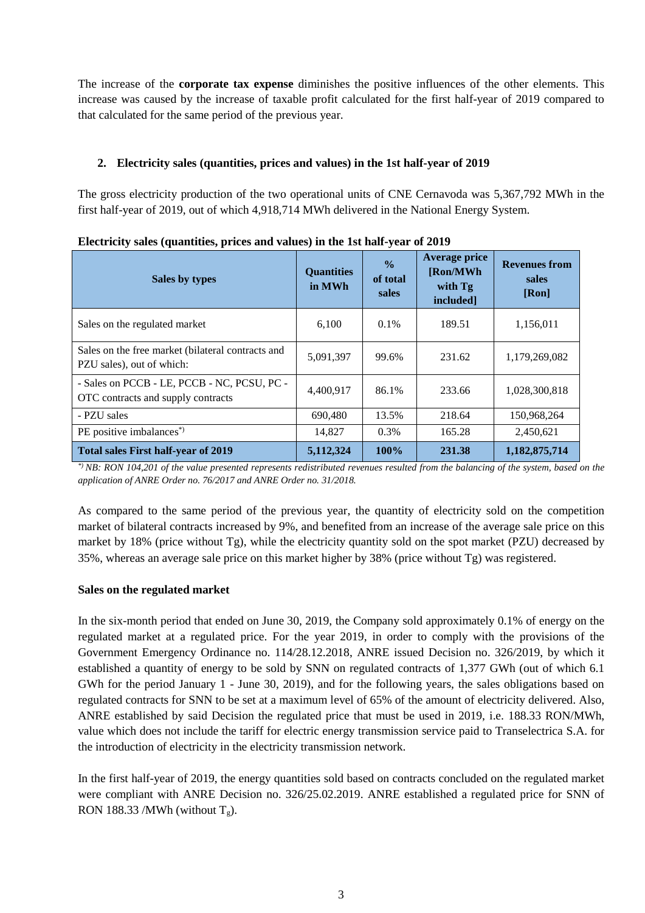The increase of the **corporate tax expense** diminishes the positive influences of the other elements. This increase was caused by the increase of taxable profit calculated for the first half-year of 2019 compared to that calculated for the same period of the previous year.

## 2. Electricity sales (quantities, prices and values) in the 1st half-year of 2019

The gross electricity production of the two operational units of CNE Cernavoda was 5,367,792 MWh in the first half-year of 2019, out of which 4,918,714 MWh delivered in the National Energy System.

**Electricity sales (quantities, prices and values) in the 1st half-year of 2019**

| Sales by types | Quantities in MWh | % of total sales | Average price [Ron/MWh with Tg included] | Revenues from sales [Ron] |
|---|---|---|---|---|
| Sales on the regulated market | 6,100 | 0.1% | 189.51 | 1,156,011 |
| Sales on the free market (bilateral contracts and PZU sales), out of which: | 5,091,397 | 99.6% | 231.62 | 1,179,269,082 |
| - Sales on PCCB - LE, PCCB - NC, PCSU, PC - OTC contracts and supply contracts | 4,400,917 | 86.1% | 233.66 | 1,028,300,818 |
| - PZU sales | 690,480 | 13.5% | 218.64 | 150,968,264 |
| PE positive imbalances*) | 14,827 | 0.3% | 165.28 | 2,450,621 |
| **Total sales First half-year of 2019** | **5,112,324** | **100%** | **231.38** | **1,182,875,714** |

*\*) NB: RON 104,201 of the value presented represents redistributed revenues resulted from the balancing of the system, based on the application of ANRE Order no. 76/2017 and ANRE Order no. 31/2018.*

As compared to the same period of the previous year, the quantity of electricity sold on the competition market of bilateral contracts increased by 9%, and benefited from an increase of the average sale price on this market by 18% (price without Tg), while the electricity quantity sold on the spot market (PZU) decreased by 35%, whereas an average sale price on this market higher by 38% (price without Tg) was registered.

**Sales on the regulated market**

In the six-month period that ended on June 30, 2019, the Company sold approximately 0.1% of energy on the regulated market at a regulated price. For the year 2019, in order to comply with the provisions of the Government Emergency Ordinance no. 114/28.12.2018, ANRE issued Decision no. 326/2019, by which it established a quantity of energy to be sold by SNN on regulated contracts of 1,377 GWh (out of which 6.1 GWh for the period January 1 - June 30, 2019), and for the following years, the sales obligations based on regulated contracts for SNN to be set at a maximum level of 65% of the amount of electricity delivered. Also, ANRE established by said Decision the regulated price that must be used in 2019, i.e. 188.33 RON/MWh, value which does not include the tariff for electric energy transmission service paid to Transelectrica S.A. for the introduction of electricity in the electricity transmission network.

In the first half-year of 2019, the energy quantities sold based on contracts concluded on the regulated market were compliant with ANRE Decision no. 326/25.02.2019. ANRE established a regulated price for SNN of RON 188.33 /MWh (without $T_g$).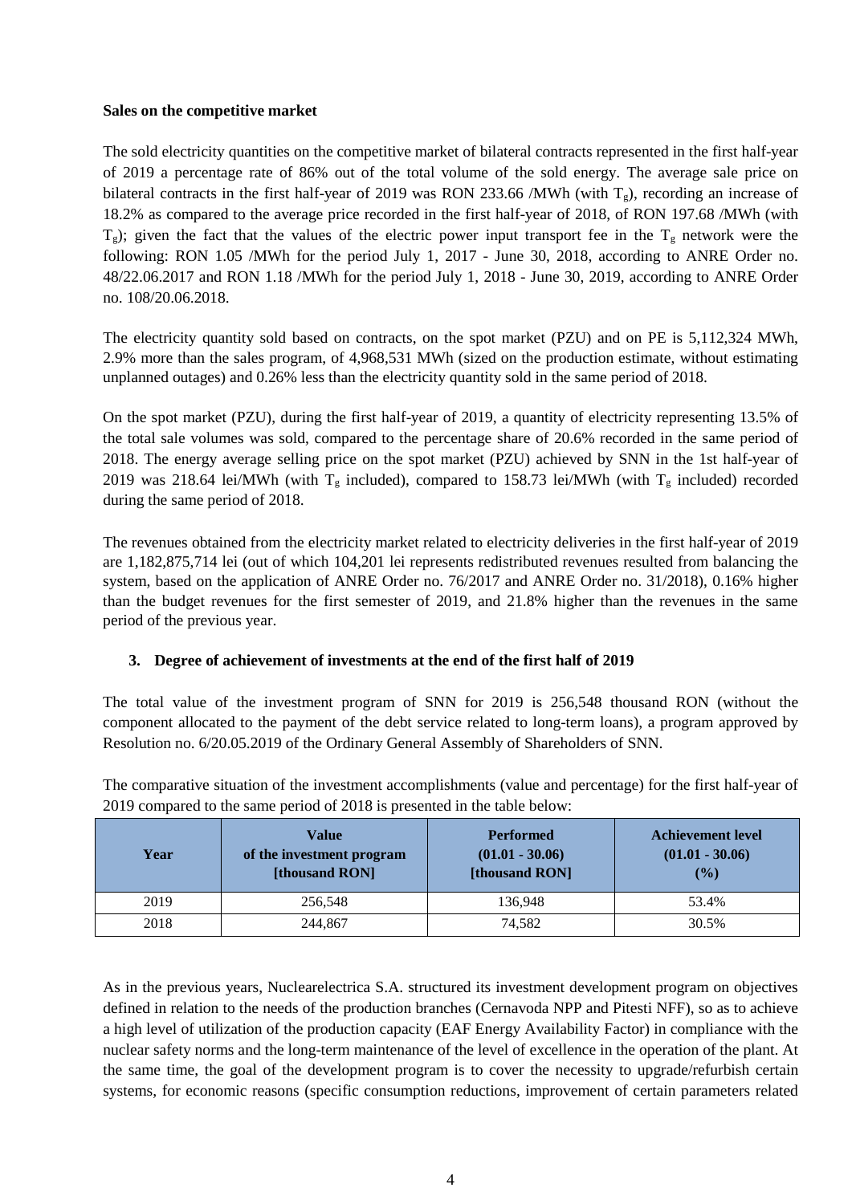**Sales on the competitive market**

The sold electricity quantities on the competitive market of bilateral contracts represented in the first half-year of 2019 a percentage rate of 86% out of the total volume of the sold energy. The average sale price on bilateral contracts in the first half-year of 2019 was RON 233.66 /MWh (with $T_g$), recording an increase of 18.2% as compared to the average price recorded in the first half-year of 2018, of RON 197.68 /MWh (with $T_g$); given the fact that the values of the electric power input transport fee in the $T_g$ network were the following: RON 1.05 /MWh for the period July 1, 2017 - June 30, 2018, according to ANRE Order no. 48/22.06.2017 and RON 1.18 /MWh for the period July 1, 2018 - June 30, 2019, according to ANRE Order no. 108/20.06.2018.

The electricity quantity sold based on contracts, on the spot market (PZU) and on PE is 5,112,324 MWh, 2.9% more than the sales program, of 4,968,531 MWh (sized on the production estimate, without estimating unplanned outages) and 0.26% less than the electricity quantity sold in the same period of 2018.

On the spot market (PZU), during the first half-year of 2019, a quantity of electricity representing 13.5% of the total sale volumes was sold, compared to the percentage share of 20.6% recorded in the same period of 2018. The energy average selling price on the spot market (PZU) achieved by SNN in the 1st half-year of 2019 was 218.64 lei/MWh (with $T_g$ included), compared to 158.73 lei/MWh (with $T_g$ included) recorded during the same period of 2018.

The revenues obtained from the electricity market related to electricity deliveries in the first half-year of 2019 are 1,182,875,714 lei (out of which 104,201 lei represents redistributed revenues resulted from balancing the system, based on the application of ANRE Order no. 76/2017 and ANRE Order no. 31/2018), 0.16% higher than the budget revenues for the first semester of 2019, and 21.8% higher than the revenues in the same period of the previous year.

### 3. Degree of achievement of investments at the end of the first half of 2019

The total value of the investment program of SNN for 2019 is 256,548 thousand RON (without the component allocated to the payment of the debt service related to long-term loans), a program approved by Resolution no. 6/20.05.2019 of the Ordinary General Assembly of Shareholders of SNN.

The comparative situation of the investment accomplishments (value and percentage) for the first half-year of 2019 compared to the same period of 2018 is presented in the table below:

| Year | Value of the investment program [thousand RON] | Performed (01.01 - 30.06) [thousand RON] | Achievement level (01.01 - 30.06) (%) |
|---|---|---|---|
| 2019 | 256,548 | 136,948 | 53.4% |
| 2018 | 244,867 | 74,582 | 30.5% |

As in the previous years, Nuclearelectrica S.A. structured its investment development program on objectives defined in relation to the needs of the production branches (Cernavoda NPP and Pitesti NFF), so as to achieve a high level of utilization of the production capacity (EAF Energy Availability Factor) in compliance with the nuclear safety norms and the long-term maintenance of the level of excellence in the operation of the plant. At the same time, the goal of the development program is to cover the necessity to upgrade/refurbish certain systems, for economic reasons (specific consumption reductions, improvement of certain parameters related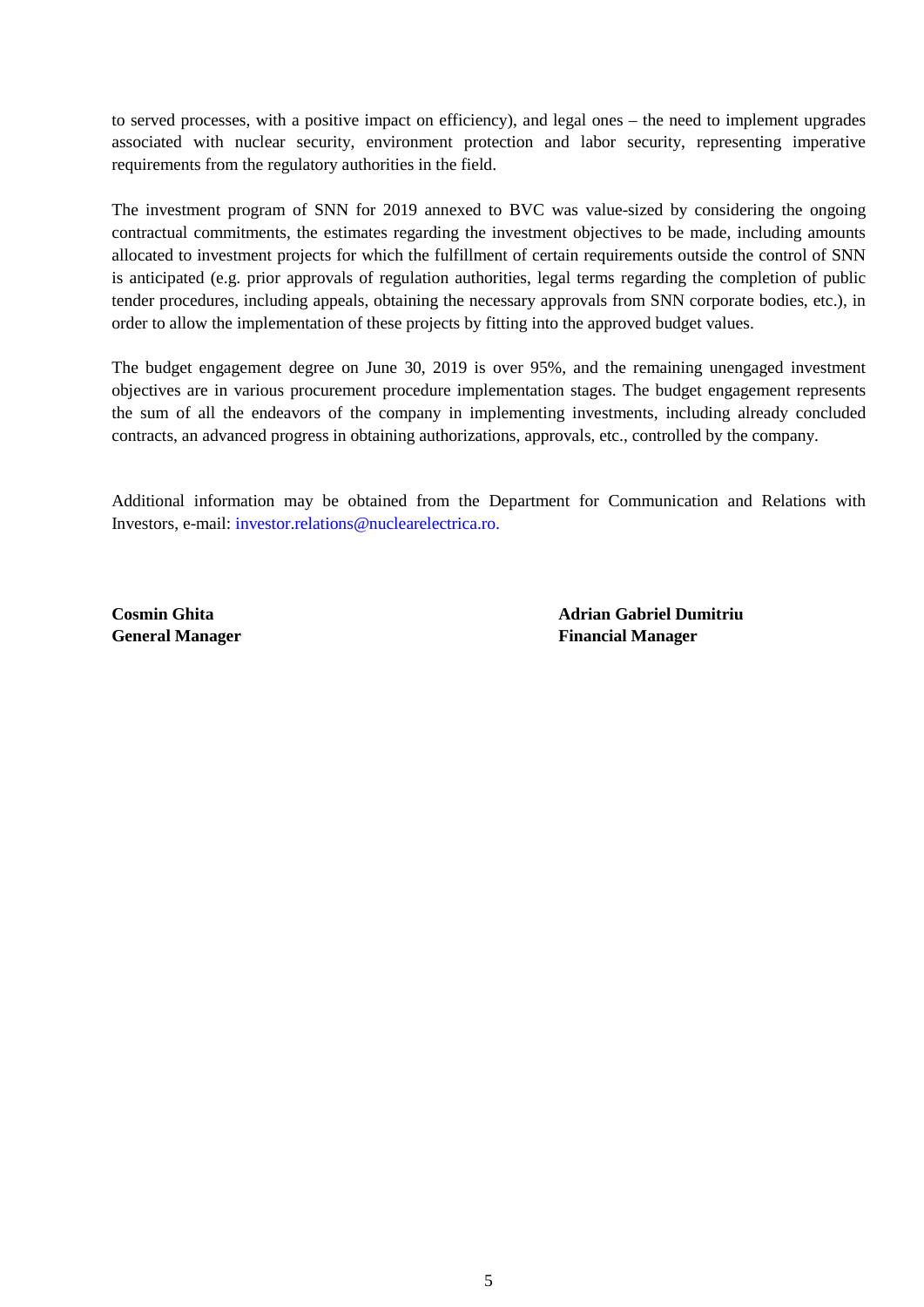to served processes, with a positive impact on efficiency), and legal ones – the need to implement upgrades associated with nuclear security, environment protection and labor security, representing imperative requirements from the regulatory authorities in the field.

The investment program of SNN for 2019 annexed to BVC was value-sized by considering the ongoing contractual commitments, the estimates regarding the investment objectives to be made, including amounts allocated to investment projects for which the fulfillment of certain requirements outside the control of SNN is anticipated (e.g. prior approvals of regulation authorities, legal terms regarding the completion of public tender procedures, including appeals, obtaining the necessary approvals from SNN corporate bodies, etc.), in order to allow the implementation of these projects by fitting into the approved budget values.

The budget engagement degree on June 30, 2019 is over 95%, and the remaining unengaged investment objectives are in various procurement procedure implementation stages. The budget engagement represents the sum of all the endeavors of the company in implementing investments, including already concluded contracts, an advanced progress in obtaining authorizations, approvals, etc., controlled by the company.

Additional information may be obtained from the Department for Communication and Relations with Investors, e-mail: investor.relations@nuclearelectrica.ro.

**Cosmin Ghita**
**General Manager**

**Adrian Gabriel Dumitriu**
**Financial Manager**